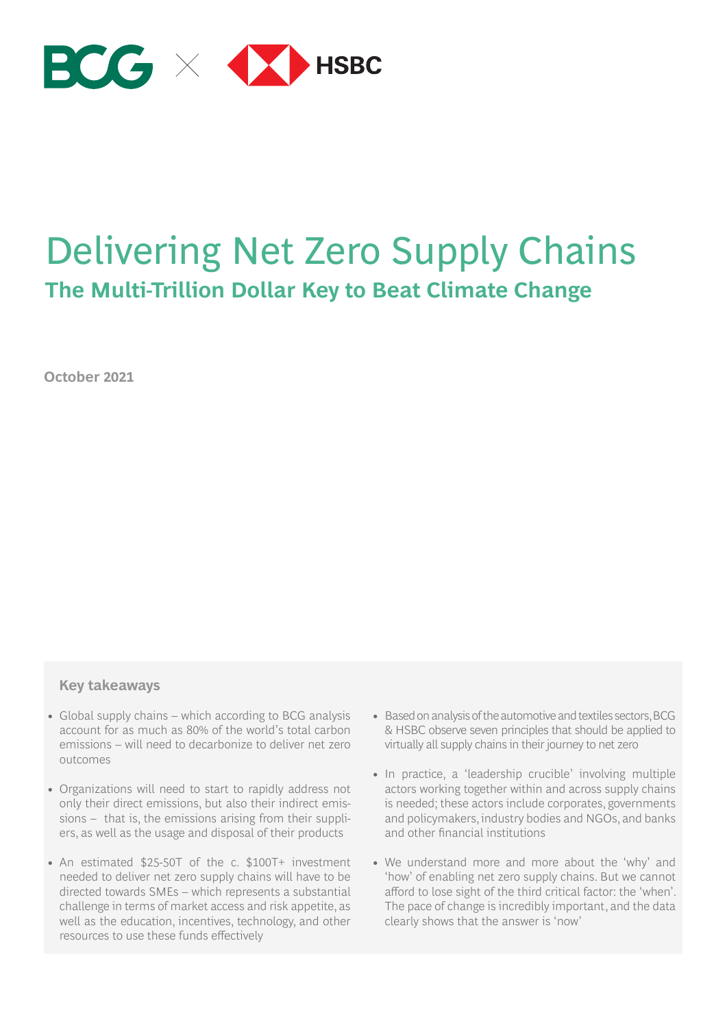# Delivering Net Zero Supply Chains

## The Multi-Trillion Dollar Key to Beat Climate Change

**October 2021**

### Key takeaways

- Global supply chains – which according to BCG analysis account for as much as 80% of the world's total carbon emissions – will need to decarbonize to deliver net zero outcomes
- Organizations will need to start to rapidly address not only their direct emissions, but also their indirect emissions – that is, the emissions arising from their suppliers, as well as the usage and disposal of their products
- An estimated $25-50T of the c. $100T+ investment needed to deliver net zero supply chains will have to be directed towards SMEs – which represents a substantial challenge in terms of market access and risk appetite, as well as the education, incentives, technology, and other resources to use these funds effectively
- Based on analysis of the automotive and textiles sectors, BCG & HSBC observe seven principles that should be applied to virtually all supply chains in their journey to net zero
- In practice, a 'leadership crucible' involving multiple actors working together within and across supply chains is needed; these actors include corporates, governments and policymakers, industry bodies and NGOs, and banks and other financial institutions
- We understand more and more about the 'why' and 'how' of enabling net zero supply chains. But we cannot afford to lose sight of the third critical factor: the 'when'. The pace of change is incredibly important, and the data clearly shows that the answer is 'now'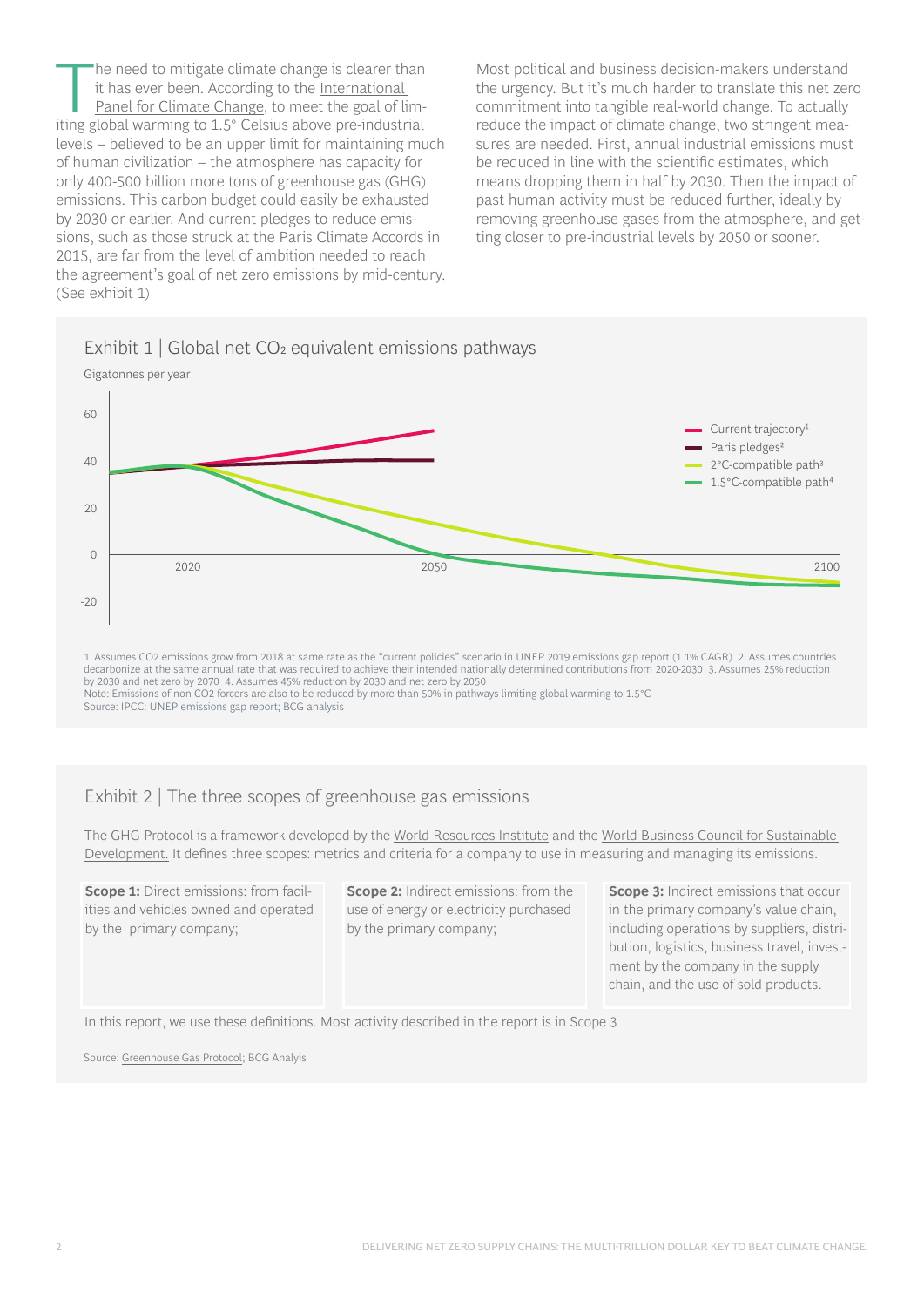The need to mitigate climate change is clearer than it has ever been. According to the International Panel for Climate Change, to meet the goal of limiting global warming to 1.5° Celsius above pre-industrial levels – believed to be an upper limit for maintaining much of human civilization – the atmosphere has capacity for only 400-500 billion more tons of greenhouse gas (GHG) emissions. This carbon budget could easily be exhausted by 2030 or earlier. And current pledges to reduce emissions, such as those struck at the Paris Climate Accords in 2015, are far from the level of ambition needed to reach the agreement's goal of net zero emissions by mid-century. (See exhibit 1)

Most political and business decision-makers understand the urgency. But it's much harder to translate this net zero commitment into tangible real-world change. To actually reduce the impact of climate change, two stringent measures are needed. First, annual industrial emissions must be reduced in line with the scientific estimates, which means dropping them in half by 2030. Then the impact of past human activity must be reduced further, ideally by removing greenhouse gases from the atmosphere, and getting closer to pre-industrial levels by 2050 or sooner.

## Exhibit 1 | Global net $CO_2$ equivalent emissions pathways

Gigatonnes per year

Legend: Current trajectory[1]; Paris pledges[2]; 2°C-compatible path[3]; 1.5°C-compatible path[4]

Y-axis: 60, 40, 20, 0, -20. X-axis: 2020, 2050, 2100

1. Assumes CO2 emissions grow from 2018 at same rate as the "current policies" scenario in UNEP 2019 emissions gap report (1.1% CAGR) 2. Assumes countries decarbonize at the same annual rate that was required to achieve their intended nationally determined contributions from 2020-2030 3. Assumes 25% reduction by 2030 and net zero by 2070 4. Assumes 45% reduction by 2030 and net zero by 2050
Note: Emissions of non CO2 forcers are also to be reduced by more than 50% in pathways limiting global warming to 1.5°C
Source: IPCC: UNEP emissions gap report; BCG analysis

## Exhibit 2 | The three scopes of greenhouse gas emissions

The GHG Protocol is a framework developed by the World Resources Institute and the World Business Council for Sustainable Development. It defines three scopes: metrics and criteria for a company to use in measuring and managing its emissions.

**Scope 1:** Direct emissions: from facilities and vehicles owned and operated by the primary company;

**Scope 2:** Indirect emissions: from the use of energy or electricity purchased by the primary company;

**Scope 3:** Indirect emissions that occur in the primary company's value chain, including operations by suppliers, distribution, logistics, business travel, investment by the company in the supply chain, and the use of sold products.

In this report, we use these definitions. Most activity described in the report is in Scope 3

Source: Greenhouse Gas Protocol; BCG Analyis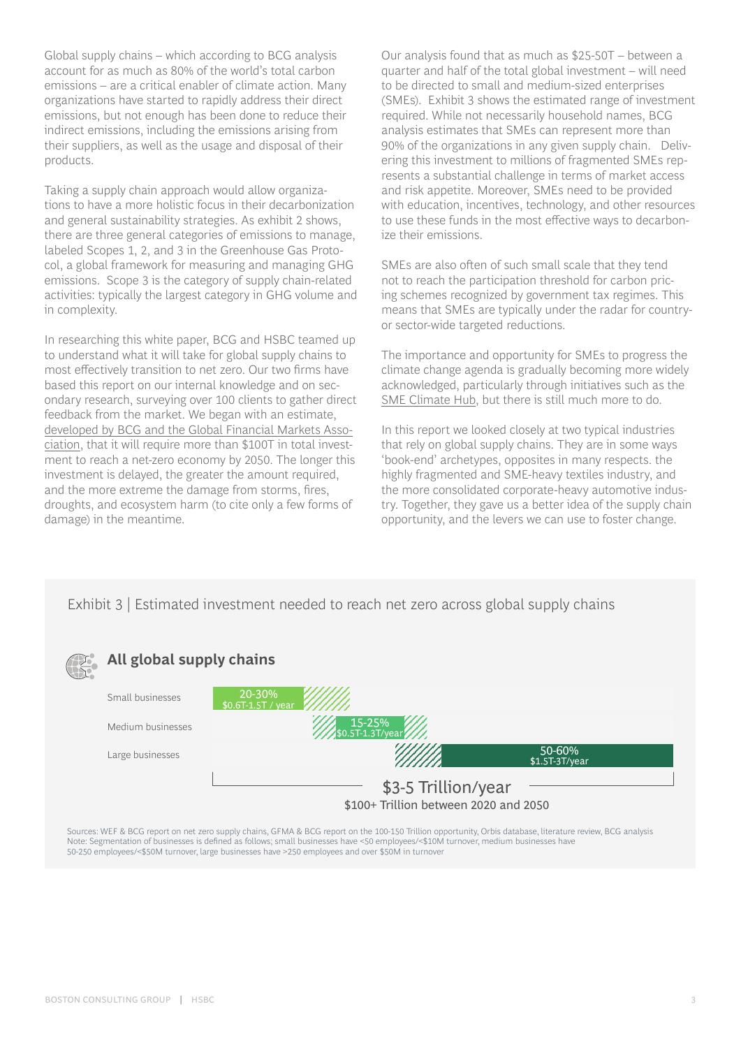Global supply chains – which according to BCG analysis account for as much as 80% of the world's total carbon emissions – are a critical enabler of climate action. Many organizations have started to rapidly address their direct emissions, but not enough has been done to reduce their indirect emissions, including the emissions arising from their suppliers, as well as the usage and disposal of their products.

Taking a supply chain approach would allow organizations to have a more holistic focus in their decarbonization and general sustainability strategies. As exhibit 2 shows, there are three general categories of emissions to manage, labeled Scopes 1, 2, and 3 in the Greenhouse Gas Protocol, a global framework for measuring and managing GHG emissions. Scope 3 is the category of supply chain-related activities: typically the largest category in GHG volume and in complexity.

In researching this white paper, BCG and HSBC teamed up to understand what it will take for global supply chains to most effectively transition to net zero. Our two firms have based this report on our internal knowledge and on secondary research, surveying over 100 clients to gather direct feedback from the market. We began with an estimate, developed by BCG and the Global Financial Markets Association, that it will require more than $100T in total investment to reach a net-zero economy by 2050. The longer this investment is delayed, the greater the amount required, and the more extreme the damage from storms, fires, droughts, and ecosystem harm (to cite only a few forms of damage) in the meantime.

Our analysis found that as much as $25-50T – between a quarter and half of the total global investment – will need to be directed to small and medium-sized enterprises (SMEs). Exhibit 3 shows the estimated range of investment required. While not necessarily household names, BCG analysis estimates that SMEs can represent more than 90% of the organizations in any given supply chain. Delivering this investment to millions of fragmented SMEs represents a substantial challenge in terms of market access and risk appetite. Moreover, SMEs need to be provided with education, incentives, technology, and other resources to use these funds in the most effective ways to decarbonize their emissions.

SMEs are also often of such small scale that they tend not to reach the participation threshold for carbon pricing schemes recognized by government tax regimes. This means that SMEs are typically under the radar for country- or sector-wide targeted reductions.

The importance and opportunity for SMEs to progress the climate change agenda is gradually becoming more widely acknowledged, particularly through initiatives such as the SME Climate Hub, but there is still much more to do.

In this report we looked closely at two typical industries that rely on global supply chains. They are in some ways 'book-end' archetypes, opposites in many respects. the highly fragmented and SME-heavy textiles industry, and the more consolidated corporate-heavy automotive industry. Together, they gave us a better idea of the supply chain opportunity, and the levers we can use to foster change.

Exhibit 3 | Estimated investment needed to reach net zero across global supply chains

**All global supply chains**

| Business size | Share | Investment |
|---|---|---|
| Small businesses | 20-30% | $0.6T-1.5T / year |
| Medium businesses | 15-25% | $0.5T-1.3T/year |
| Large businesses | 50-60% | $1.5T-3T/year |

$3-5 Trillion/year

$100+ Trillion between 2020 and 2050

Sources: WEF & BCG report on net zero supply chains, GFMA & BCG report on the 100-150 Trillion opportunity, Orbis database, literature review, BCG analysis
Note: Segmentation of businesses is defined as follows; small businesses have <50 employees/<$10M turnover, medium businesses have 50-250 employees/<$50M turnover, large businesses have >250 employees and over $50M in turnover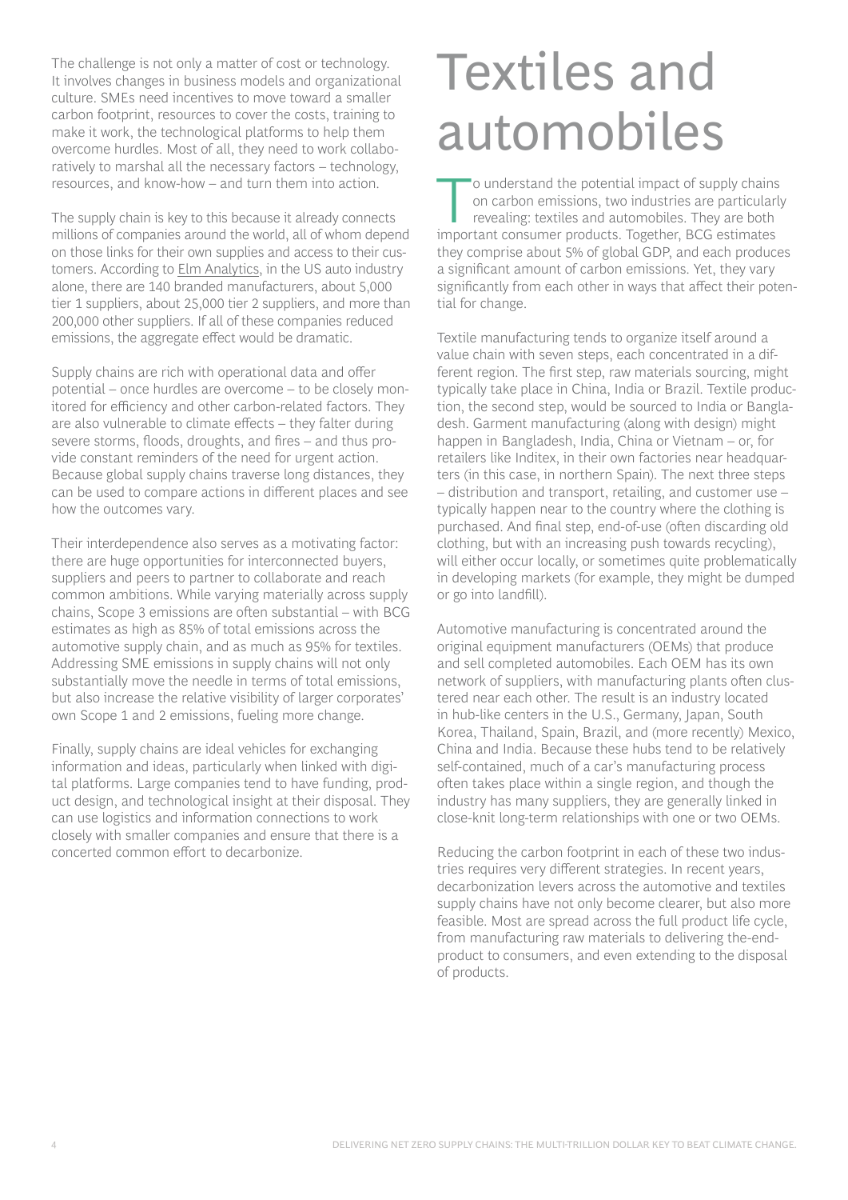The challenge is not only a matter of cost or technology. It involves changes in business models and organizational culture. SMEs need incentives to move toward a smaller carbon footprint, resources to cover the costs, training to make it work, the technological platforms to help them overcome hurdles. Most of all, they need to work collaboratively to marshal all the necessary factors – technology, resources, and know-how – and turn them into action.

The supply chain is key to this because it already connects millions of companies around the world, all of whom depend on those links for their own supplies and access to their customers. According to Elm Analytics, in the US auto industry alone, there are 140 branded manufacturers, about 5,000 tier 1 suppliers, about 25,000 tier 2 suppliers, and more than 200,000 other suppliers. If all of these companies reduced emissions, the aggregate effect would be dramatic.

Supply chains are rich with operational data and offer potential – once hurdles are overcome – to be closely monitored for efficiency and other carbon-related factors. They are also vulnerable to climate effects – they falter during severe storms, floods, droughts, and fires – and thus provide constant reminders of the need for urgent action. Because global supply chains traverse long distances, they can be used to compare actions in different places and see how the outcomes vary.

Their interdependence also serves as a motivating factor: there are huge opportunities for interconnected buyers, suppliers and peers to partner to collaborate and reach common ambitions. While varying materially across supply chains, Scope 3 emissions are often substantial – with BCG estimates as high as 85% of total emissions across the automotive supply chain, and as much as 95% for textiles. Addressing SME emissions in supply chains will not only substantially move the needle in terms of total emissions, but also increase the relative visibility of larger corporates' own Scope 1 and 2 emissions, fueling more change.

Finally, supply chains are ideal vehicles for exchanging information and ideas, particularly when linked with digital platforms. Large companies tend to have funding, product design, and technological insight at their disposal. They can use logistics and information connections to work closely with smaller companies and ensure that there is a concerted common effort to decarbonize.

# Textiles and automobiles

To understand the potential impact of supply chains on carbon emissions, two industries are particularly revealing: textiles and automobiles. They are both important consumer products. Together, BCG estimates they comprise about 5% of global GDP, and each produces a significant amount of carbon emissions. Yet, they vary significantly from each other in ways that affect their potential for change.

Textile manufacturing tends to organize itself around a value chain with seven steps, each concentrated in a different region. The first step, raw materials sourcing, might typically take place in China, India or Brazil. Textile production, the second step, would be sourced to India or Bangladesh. Garment manufacturing (along with design) might happen in Bangladesh, India, China or Vietnam – or, for retailers like Inditex, in their own factories near headquarters (in this case, in northern Spain). The next three steps – distribution and transport, retailing, and customer use – typically happen near to the country where the clothing is purchased. And final step, end-of-use (often discarding old clothing, but with an increasing push towards recycling), will either occur locally, or sometimes quite problematically in developing markets (for example, they might be dumped or go into landfill).

Automotive manufacturing is concentrated around the original equipment manufacturers (OEMs) that produce and sell completed automobiles. Each OEM has its own network of suppliers, with manufacturing plants often clustered near each other. The result is an industry located in hub-like centers in the U.S., Germany, Japan, South Korea, Thailand, Spain, Brazil, and (more recently) Mexico, China and India. Because these hubs tend to be relatively self-contained, much of a car's manufacturing process often takes place within a single region, and though the industry has many suppliers, they are generally linked in close-knit long-term relationships with one or two OEMs.

Reducing the carbon footprint in each of these two industries requires very different strategies. In recent years, decarbonization levers across the automotive and textiles supply chains have not only become clearer, but also more feasible. Most are spread across the full product life cycle, from manufacturing raw materials to delivering the-end-product to consumers, and even extending to the disposal of products.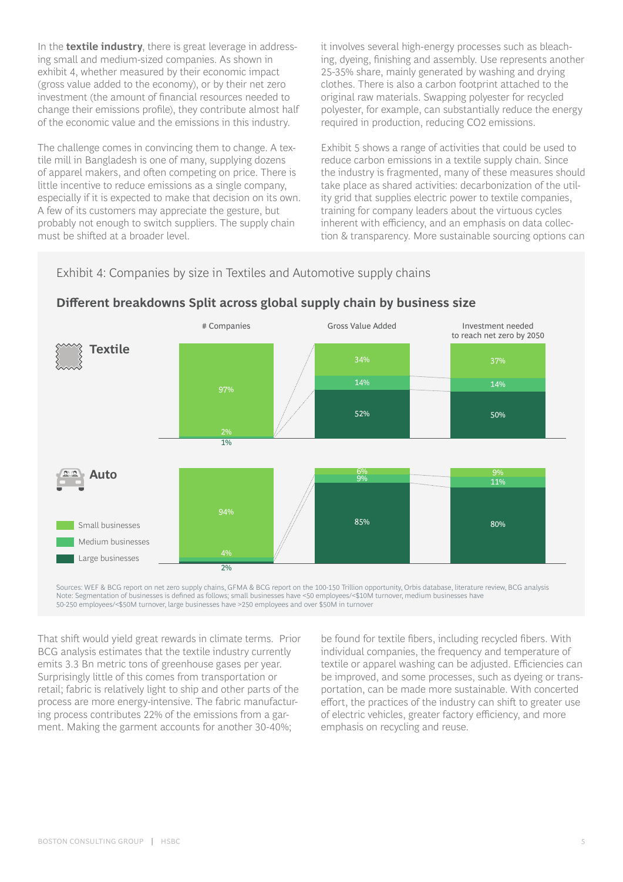In the **textile industry**, there is great leverage in addressing small and medium-sized companies. As shown in exhibit 4, whether measured by their economic impact (gross value added to the economy), or by their net zero investment (the amount of financial resources needed to change their emissions profile), they contribute almost half of the economic value and the emissions in this industry.

The challenge comes in convincing them to change. A textile mill in Bangladesh is one of many, supplying dozens of apparel makers, and often competing on price. There is little incentive to reduce emissions as a single company, especially if it is expected to make that decision on its own. A few of its customers may appreciate the gesture, but probably not enough to switch suppliers. The supply chain must be shifted at a broader level.

it involves several high-energy processes such as bleaching, dyeing, finishing and assembly. Use represents another 25-35% share, mainly generated by washing and drying clothes. There is also a carbon footprint attached to the original raw materials. Swapping polyester for recycled polyester, for example, can substantially reduce the energy required in production, reducing CO2 emissions.

Exhibit 5 shows a range of activities that could be used to reduce carbon emissions in a textile supply chain. Since the industry is fragmented, many of these measures should take place as shared activities: decarbonization of the utility grid that supplies electric power to textile companies, training for company leaders about the virtuous cycles inherent with efficiency, and an emphasis on data collection & transparency. More sustainable sourcing options can

Exhibit 4: Companies by size in Textiles and Automotive supply chains

**Different breakdowns Split across global supply chain by business size**

| Sector | Business size | # Companies | Gross Value Added | Investment needed to reach net zero by 2050 |
|---|---|---|---|---|
| Textile | Small businesses | 97% | 34% | 37% |
| | Medium businesses | 2% | 14% | 14% |
| | Large businesses | 1% | 52% | 50% |
| Auto | Small businesses | 94% | 6% | 9% |
| | Medium businesses | 4% | 9% | 11% |
| | Large businesses | 2% | 85% | 80% |

Sources: WEF & BCG report on net zero supply chains, GFMA & BCG report on the 100-150 Trillion opportunity, Orbis database, literature review, BCG analysis
Note: Segmentation of businesses is defined as follows; small businesses have <50 employees/<$10M turnover, medium businesses have 50-250 employees/<$50M turnover, large businesses have >250 employees and over $50M in turnover

That shift would yield great rewards in climate terms. Prior BCG analysis estimates that the textile industry currently emits 3.3 Bn metric tons of greenhouse gases per year. Surprisingly little of this comes from transportation or retail; fabric is relatively light to ship and other parts of the process are more energy-intensive. The fabric manufacturing process contributes 22% of the emissions from a garment. Making the garment accounts for another 30-40%;

be found for textile fibers, including recycled fibers. With individual companies, the frequency and temperature of textile or apparel washing can be adjusted. Efficiencies can be improved, and some processes, such as dyeing or transportation, can be made more sustainable. With concerted effort, the practices of the industry can shift to greater use of electric vehicles, greater factory efficiency, and more emphasis on recycling and reuse.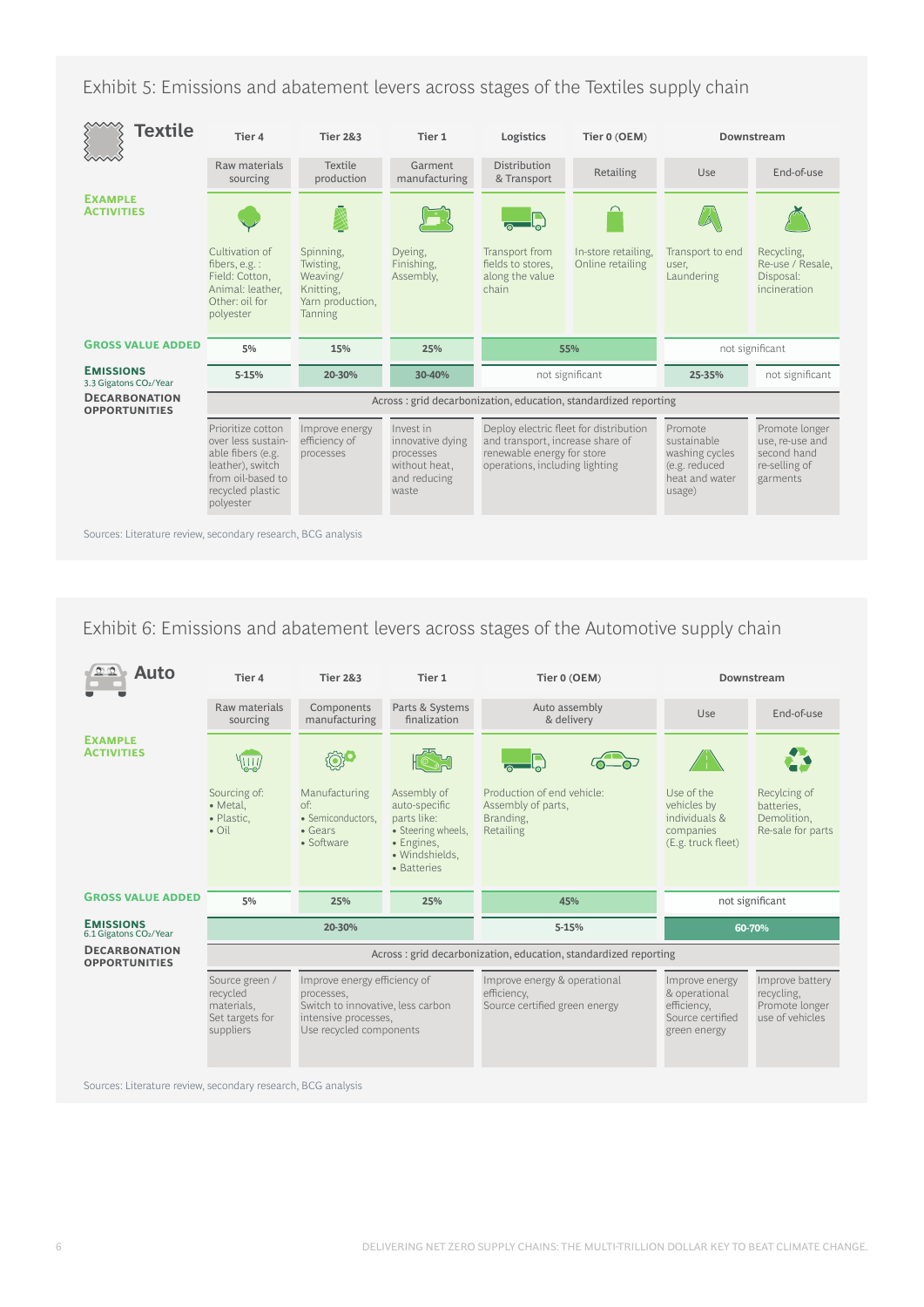## Exhibit 5: Emissions and abatement levers across stages of the Textiles supply chain

| Textile | Tier 4 | Tier 2&3 | Tier 1 | Logistics | Tier 0 (OEM) | Downstream | |
|---|---|---|---|---|---|---|---|
| | Raw materials sourcing | Textile production | Garment manufacturing | Distribution & Transport | Retailing | Use | End-of-use |
| **Example Activities** | Cultivation of fibers, e.g. : Field: Cotton, Animal: leather, Other: oil for polyester | Spinning, Twisting, Weaving/ Knitting, Yarn production, Tanning | Dyeing, Finishing, Assembly, | Transport from fields to stores, along the value chain | In-store retailing, Online retailing | Transport to end user, Laundering | Recycling, Re-use / Resale, Disposal: incineration |
| **Gross Value Added** | 5% | 15% | 25% | 55% | | not significant | |
| **Emissions** 3.3 Gigatons $CO_2$/Year | 5-15% | 20-30% | 30-40% | not significant | | 25-35% | not significant |
| **Decarbonation Opportunities** | Across : grid decarbonization, education, standardized reporting | | | | | | |
| | Prioritize cotton over less sustainable fibers (e.g. leather), switch from oil-based to recycled plastic polyester | Improve energy efficiency of processes | Invest in innovative dying processes without heat, and reducing waste | Deploy electric fleet for distribution and transport, increase share of renewable energy for store operations, including lighting | | Promote sustainable washing cycles (e.g. reduced heat and water usage) | Promote longer use, re-use and second hand re-selling of garments |

Sources: Literature review, secondary research, BCG analysis

## Exhibit 6: Emissions and abatement levers across stages of the Automotive supply chain

| Auto | Tier 4 | Tier 2&3 | Tier 1 | Tier 0 (OEM) | Downstream | |
|---|---|---|---|---|---|---|
| | Raw materials sourcing | Components manufacturing | Parts & Systems finalization | Auto assembly & delivery | Use | End-of-use |
| **Example Activities** | Sourcing of: • Metal, • Plastic, • Oil | Manufacturing of: • Semiconductors, • Gears • Software | Assembly of auto-specific parts like: • Steering wheels, • Engines, • Windshields, • Batteries | Production of end vehicle: Assembly of parts, Branding, Retailing | Use of the vehicles by individuals & companies (E.g. truck fleet) | Recylcing of batteries, Demolition, Re-sale for parts |
| **Gross Value Added** | 5% | 25% | 25% | 45% | not significant | |
| **Emissions** 6.1 Gigatons $CO_2$/Year | 20-30% | | | 5-15% | 60-70% | |
| **Decarbonation Opportunities** | Across : grid decarbonization, education, standardized reporting | | | | | |
| | Source green / recycled materials, Set targets for suppliers | Improve efficiency of processes, Switch to innovative, less carbon intensive processes, Use recycled components | | Improve energy & operational efficiency, Source certified green energy | Improve energy & operational efficiency, Source certified green energy | Improve battery recycling, Promote longer use of vehicles |

Sources: Literature review, secondary research, BCG analysis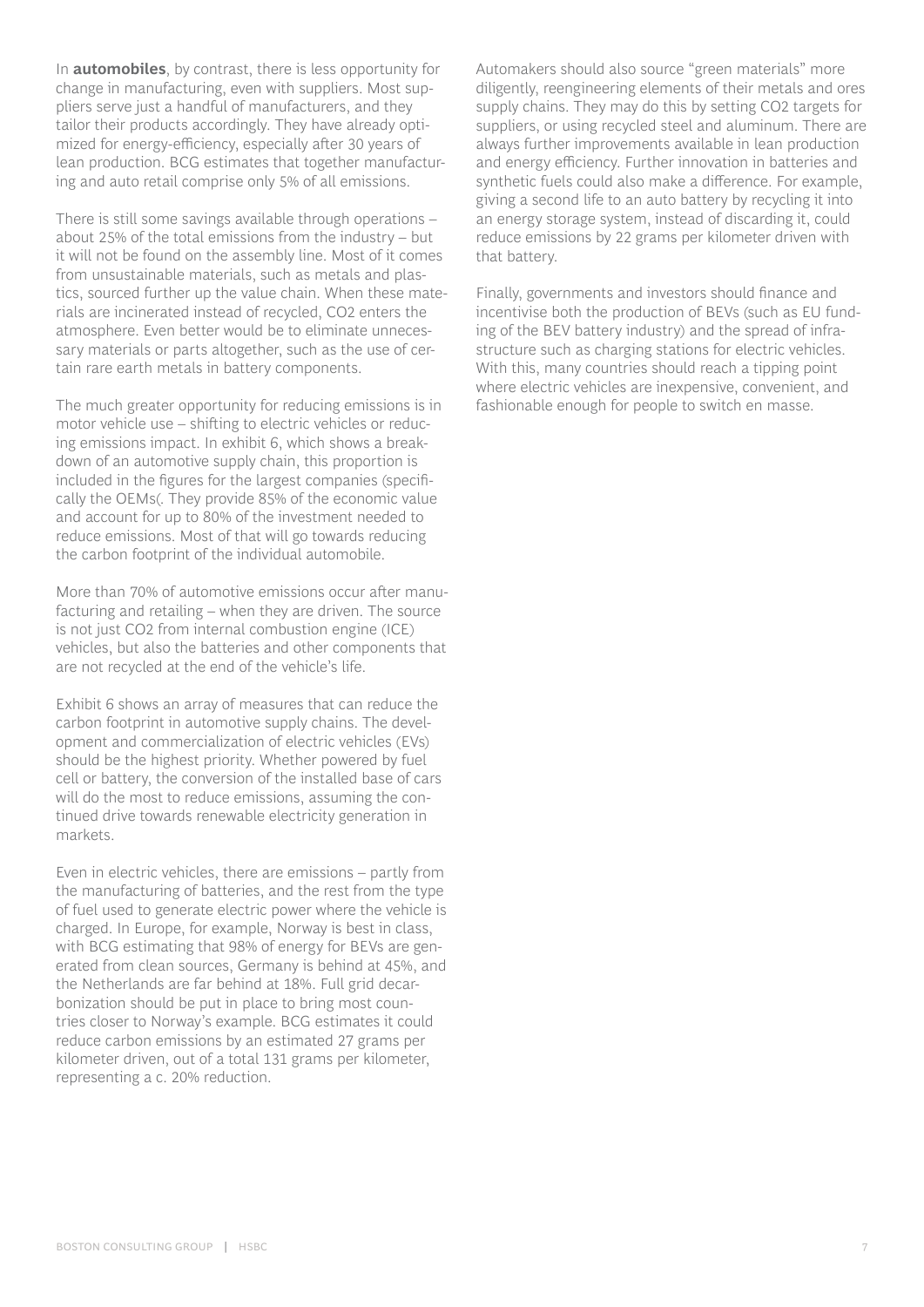In **automobiles**, by contrast, there is less opportunity for change in manufacturing, even with suppliers. Most suppliers serve just a handful of manufacturers, and they tailor their products accordingly. They have already optimized for energy-efficiency, especially after 30 years of lean production. BCG estimates that together manufacturing and auto retail comprise only 5% of all emissions.

There is still some savings available through operations – about 25% of the total emissions from the industry – but it will not be found on the assembly line. Most of it comes from unsustainable materials, such as metals and plastics, sourced further up the value chain. When these materials are incinerated instead of recycled, $CO_2$ enters the atmosphere. Even better would be to eliminate unnecessary materials or parts altogether, such as the use of certain rare earth metals in battery components.

The much greater opportunity for reducing emissions is in motor vehicle use – shifting to electric vehicles or reducing emissions impact. In exhibit 6, which shows a breakdown of an automotive supply chain, this proportion is included in the figures for the largest companies (specifically the OEMs(. They provide 85% of the economic value and account for up to 80% of the investment needed to reduce emissions. Most of that will go towards reducing the carbon footprint of the individual automobile.

More than 70% of automotive emissions occur after manufacturing and retailing – when they are driven. The source is not just $CO_2$ from internal combustion engine (ICE) vehicles, but also the batteries and other components that are not recycled at the end of the vehicle's life.

Exhibit 6 shows an array of measures that can reduce the carbon footprint in automotive supply chains. The development and commercialization of electric vehicles (EVs) should be the highest priority. Whether powered by fuel cell or battery, the conversion of the installed base of cars will do the most to reduce emissions, assuming the continued drive towards renewable electricity generation in markets.

Even in electric vehicles, there are emissions – partly from the manufacturing of batteries, and the rest from the type of fuel used to generate electric power where the vehicle is charged. In Europe, for example, Norway is best in class, with BCG estimating that 98% of energy for BEVs are generated from clean sources, Germany is behind at 45%, and the Netherlands are far behind at 18%. Full grid decarbonization should be put in place to bring most countries closer to Norway's example. BCG estimates it could reduce carbon emissions by an estimated 27 grams per kilometer driven, out of a total 131 grams per kilometer, representing a c. 20% reduction.

Automakers should also source "green materials" more diligently, reengineering elements of their metals and ores supply chains. They may do this by setting $CO_2$ targets for suppliers, or using recycled steel and aluminum. There are always further improvements available in lean production and energy efficiency. Further innovation in batteries and synthetic fuels could also make a difference. For example, giving a second life to an auto battery by recycling it into an energy storage system, instead of discarding it, could reduce emissions by 22 grams per kilometer driven with that battery.

Finally, governments and investors should finance and incentivise both the production of BEVs (such as EU funding of the BEV battery industry) and the spread of infrastructure such as charging stations for electric vehicles. With this, many countries should reach a tipping point where electric vehicles are inexpensive, convenient, and fashionable enough for people to switch en masse.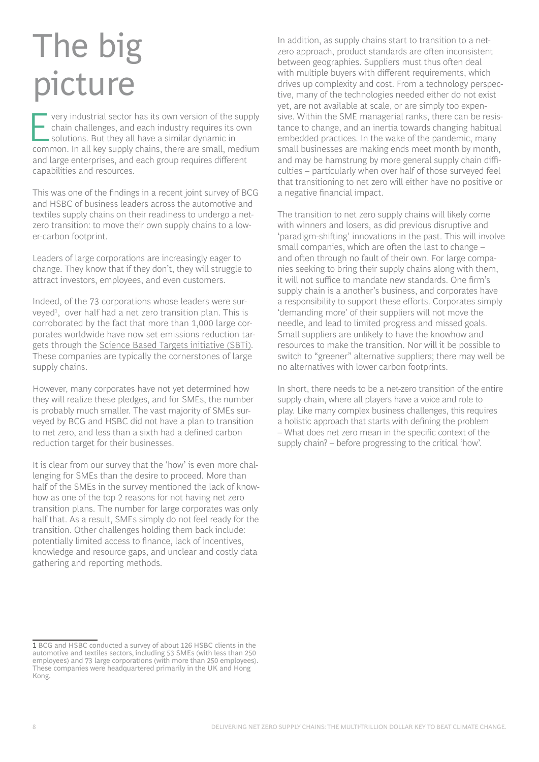# The big picture

Every industrial sector has its own version of the supply chain challenges, and each industry requires its own solutions. But they all have a similar dynamic in common. In all key supply chains, there are small, medium and large enterprises, and each group requires different capabilities and resources.

This was one of the findings in a recent joint survey of BCG and HSBC of business leaders across the automotive and textiles supply chains on their readiness to undergo a net-zero transition: to move their own supply chains to a lower-carbon footprint.

Leaders of large corporations are increasingly eager to change. They know that if they don't, they will struggle to attract investors, employees, and even customers.

Indeed, of the 73 corporations whose leaders were surveyed[1], over half had a net zero transition plan. This is corroborated by the fact that more than 1,000 large corporates worldwide have now set emissions reduction targets through the Science Based Targets initiative (SBTi). These companies are typically the cornerstones of large supply chains.

However, many corporates have not yet determined how they will realize these pledges, and for SMEs, the number is probably much smaller. The vast majority of SMEs surveyed by BCG and HSBC did not have a plan to transition to net zero, and less than a sixth had a defined carbon reduction target for their businesses.

It is clear from our survey that the 'how' is even more challenging for SMEs than the desire to proceed. More than half of the SMEs in the survey mentioned the lack of know-how as one of the top 2 reasons for not having net zero transition plans. The number for large corporates was only half that. As a result, SMEs simply do not feel ready for the transition. Other challenges holding them back include: potentially limited access to finance, lack of incentives, knowledge and resource gaps, and unclear and costly data gathering and reporting methods.

In addition, as supply chains start to transition to a net-zero approach, product standards are often inconsistent between geographies. Suppliers must thus often deal with multiple buyers with different requirements, which drives up complexity and cost. From a technology perspective, many of the technologies needed either do not exist yet, are not available at scale, or are simply too expensive. Within the SME managerial ranks, there can be resistance to change, and an inertia towards changing habitual embedded practices. In the wake of the pandemic, many small businesses are making ends meet month by month, and may be hamstrung by more general supply chain difficulties – particularly when over half of those surveyed feel that transitioning to net zero will either have no positive or a negative financial impact.

The transition to net zero supply chains will likely come with winners and losers, as did previous disruptive and 'paradigm-shifting' innovations in the past. This will involve small companies, which are often the last to change – and often through no fault of their own. For large companies seeking to bring their supply chains along with them, it will not suffice to mandate new standards. One firm's supply chain is a another's business, and corporates have a responsibility to support these efforts. Corporates simply 'demanding more' of their suppliers will not move the needle, and lead to limited progress and missed goals. Small suppliers are unlikely to have the knowhow and resources to make the transition. Nor will it be possible to switch to "greener" alternative suppliers; there may well be no alternatives with lower carbon footprints.

In short, there needs to be a net-zero transition of the entire supply chain, where all players have a voice and role to play. Like many complex business challenges, this requires a holistic approach that starts with defining the problem – What does net zero mean in the specific context of the supply chain? – before progressing to the critical 'how'.

---

1 BCG and HSBC conducted a survey of about 126 HSBC clients in the automotive and textiles sectors, including 53 SMEs (with less than 250 employees) and 73 large corporations (with more than 250 employees). These companies were headquartered primarily in the UK and Hong Kong.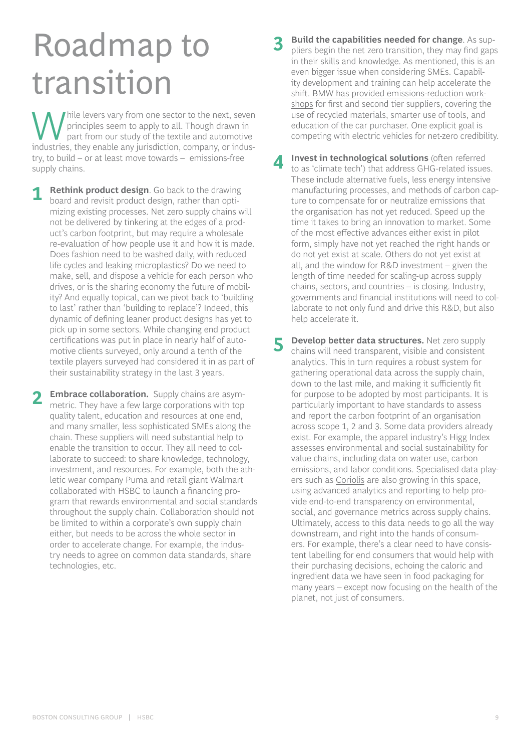# Roadmap to transition

While levers vary from one sector to the next, seven principles seem to apply to all. Though drawn in part from our study of the textile and automotive industries, they enable any jurisdiction, company, or industry, to build – or at least move towards – emissions-free supply chains.

1. **Rethink product design**. Go back to the drawing board and revisit product design, rather than optimizing existing processes. Net zero supply chains will not be delivered by tinkering at the edges of a product's carbon footprint, but may require a wholesale re-evaluation of how people use it and how it is made. Does fashion need to be washed daily, with reduced life cycles and leaking microplastics? Do we need to make, sell, and dispose a vehicle for each person who drives, or is the sharing economy the future of mobility? And equally topical, can we pivot back to 'building to last' rather than 'building to replace'? Indeed, this dynamic of defining leaner product designs has yet to pick up in some sectors. While changing end product certifications was put in place in nearly half of automotive clients surveyed, only around a tenth of the textile players surveyed had considered it in as part of their sustainability strategy in the last 3 years.

2. **Embrace collaboration.** Supply chains are asymmetric. They have a few large corporations with top quality talent, education and resources at one end, and many smaller, less sophisticated SMEs along the chain. These suppliers will need substantial help to enable the transition to occur. They all need to collaborate to succeed: to share knowledge, technology, investment, and resources. For example, both the athletic wear company Puma and retail giant Walmart collaborated with HSBC to launch a financing program that rewards environmental and social standards throughout the supply chain. Collaboration should not be limited to within a corporate's own supply chain either, but needs to be across the whole sector in order to accelerate change. For example, the industry needs to agree on common data standards, share technologies, etc.

3. **Build the capabilities needed for change**. As suppliers begin the net zero transition, they may find gaps in their skills and knowledge. As mentioned, this is an even bigger issue when considering SMEs. Capability development and training can help accelerate the shift. BMW has provided emissions-reduction workshops for first and second tier suppliers, covering the use of recycled materials, smarter use of tools, and education of the car purchaser. One explicit goal is competing with electric vehicles for net-zero credibility.

4. **Invest in technological solutions** (often referred to as 'climate tech') that address GHG-related issues. These include alternative fuels, less energy intensive manufacturing processes, and methods of carbon capture to compensate for or neutralize emissions that the organisation has not yet reduced. Speed up the time it takes to bring an innovation to market. Some of the most effective advances either exist in pilot form, simply have not yet reached the right hands or do not yet exist at scale. Others do not yet exist at all, and the window for R&D investment – given the length of time needed for scaling-up across supply chains, sectors, and countries – is closing. Industry, governments and financial institutions will need to collaborate to not only fund and drive this R&D, but also help accelerate it.

5. **Develop better data structures.** Net zero supply chains will need transparent, visible and consistent analytics. This in turn requires a robust system for gathering operational data across the supply chain, down to the last mile, and making it sufficiently fit for purpose to be adopted by most participants. It is particularly important to have standards to assess and report the carbon footprint of an organisation across scope 1, 2 and 3. Some data providers already exist. For example, the apparel industry's Higg Index assesses environmental and social sustainability for value chains, including data on water use, carbon emissions, and labor conditions. Specialised data players such as Coriolis are also growing in this space, using advanced analytics and reporting to help provide end-to-end transparency on environmental, social, and governance metrics across supply chains. Ultimately, access to this data needs to go all the way downstream, and right into the hands of consumers. For example, there's a clear need to have consistent labelling for end consumers that would help with their purchasing decisions, echoing the caloric and ingredient data we have seen in food packaging for many years – except now focusing on the health of the planet, not just of consumers.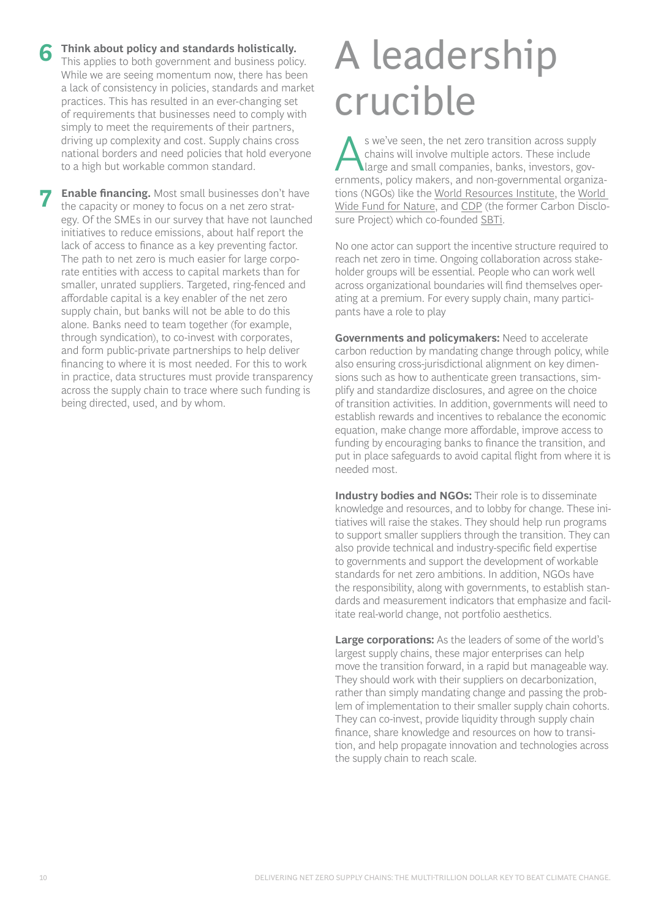**6 Think about policy and standards holistically.** This applies to both government and business policy. While we are seeing momentum now, there has been a lack of consistency in policies, standards and market practices. This has resulted in an ever-changing set of requirements that businesses need to comply with simply to meet the requirements of their partners, driving up complexity and cost. Supply chains cross national borders and need policies that hold everyone to a high but workable common standard.

**7 Enable financing.** Most small businesses don't have the capacity or money to focus on a net zero strategy. Of the SMEs in our survey that have not launched initiatives to reduce emissions, about half report the lack of access to finance as a key preventing factor. The path to net zero is much easier for large corporate entities with access to capital markets than for smaller, unrated suppliers. Targeted, ring-fenced and affordable capital is a key enabler of the net zero supply chain, but banks will not be able to do this alone. Banks need to team together (for example, through syndication), to co-invest with corporates, and form public-private partnerships to help deliver financing to where it is most needed. For this to work in practice, data structures must provide transparency across the supply chain to trace where such funding is being directed, used, and by whom.

# A leadership crucible

As we've seen, the net zero transition across supply chains will involve multiple actors. These include large and small companies, banks, investors, governments, policy makers, and non-governmental organizations (NGOs) like the World Resources Institute, the World Wide Fund for Nature, and CDP (the former Carbon Disclosure Project) which co-founded SBTi.

No one actor can support the incentive structure required to reach net zero in time. Ongoing collaboration across stakeholder groups will be essential. People who can work well across organizational boundaries will find themselves operating at a premium. For every supply chain, many participants have a role to play

**Governments and policymakers:** Need to accelerate carbon reduction by mandating change through policy, while also ensuring cross-jurisdictional alignment on key dimensions such as how to authenticate green transactions, simplify and standardize disclosures, and agree on the choice of transition activities. In addition, governments will need to establish rewards and incentives to rebalance the economic equation, make change more affordable, improve access to funding by encouraging banks to finance the transition, and put in place safeguards to avoid capital flight from where it is needed most.

**Industry bodies and NGOs:** Their role is to disseminate knowledge and resources, and to lobby for change. These initiatives will raise the stakes. They should help run programs to support smaller suppliers through the transition. They can also provide technical and industry-specific field expertise to governments and support the development of workable standards for net zero ambitions. In addition, NGOs have the responsibility, along with governments, to establish standards and measurement indicators that emphasize and facilitate real-world change, not portfolio aesthetics.

**Large corporations:** As the leaders of some of the world's largest supply chains, these major enterprises can help move the transition forward, in a rapid but manageable way. They should work with their suppliers on decarbonization, rather than simply mandating change and passing the problem of implementation to their smaller supply chain cohorts. They can co-invest, provide liquidity through supply chain finance, share knowledge and resources on how to transition, and help propagate innovation and technologies across the supply chain to reach scale.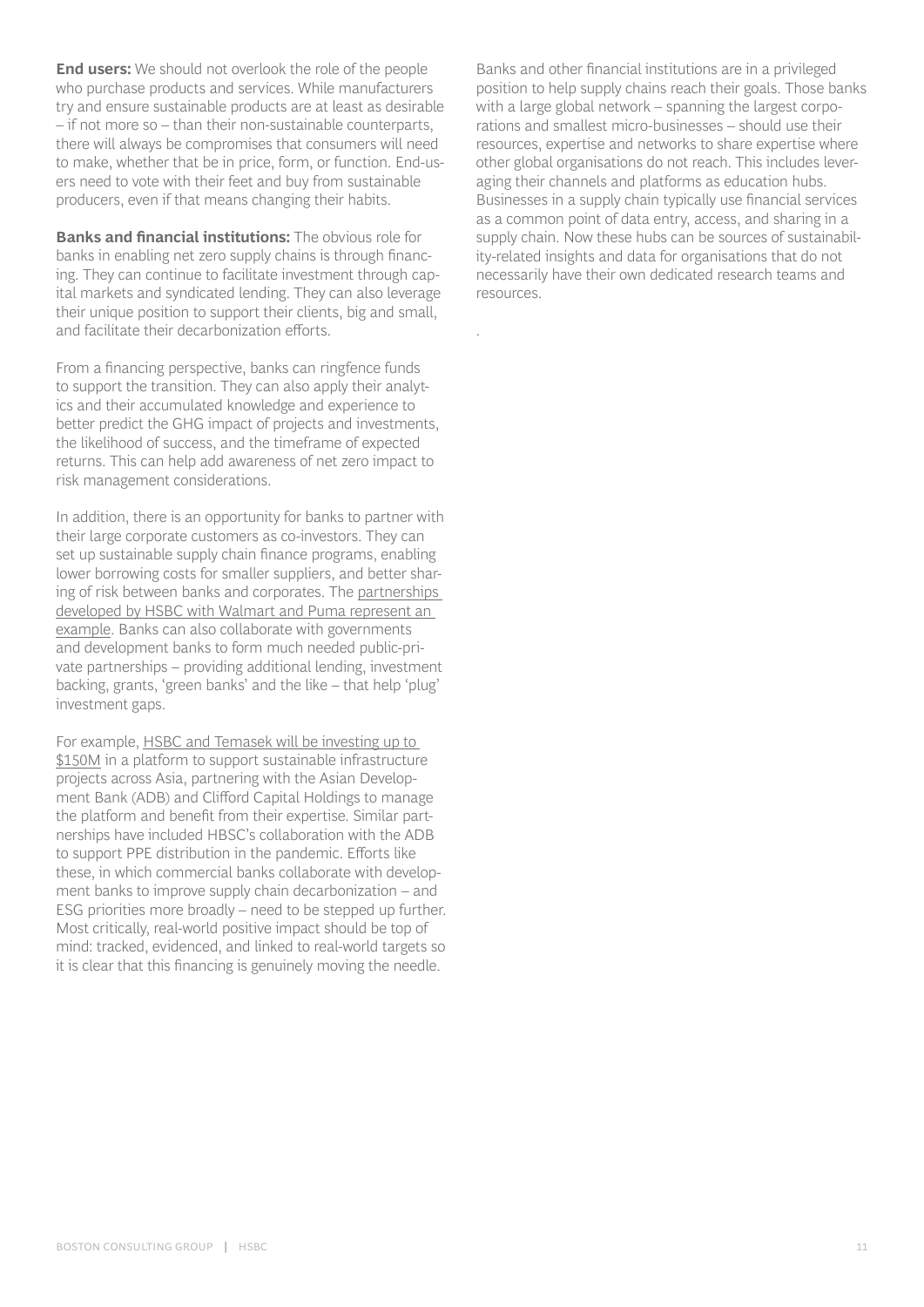**End users:** We should not overlook the role of the people who purchase products and services. While manufacturers try and ensure sustainable products are at least as desirable – if not more so – than their non-sustainable counterparts, there will always be compromises that consumers will need to make, whether that be in price, form, or function. End-users need to vote with their feet and buy from sustainable producers, even if that means changing their habits.

**Banks and financial institutions:** The obvious role for banks in enabling net zero supply chains is through financing. They can continue to facilitate investment through capital markets and syndicated lending. They can also leverage their unique position to support their clients, big and small, and facilitate their decarbonization efforts.

From a financing perspective, banks can ringfence funds to support the transition. They can also apply their analytics and their accumulated knowledge and experience to better predict the GHG impact of projects and investments, the likelihood of success, and the timeframe of expected returns. This can help add awareness of net zero impact to risk management considerations.

In addition, there is an opportunity for banks to partner with their large corporate customers as co-investors. They can set up sustainable supply chain finance programs, enabling lower borrowing costs for smaller suppliers, and better sharing of risk between banks and corporates. The partnerships developed by HSBC with Walmart and Puma represent an example. Banks can also collaborate with governments and development banks to form much needed public-private partnerships – providing additional lending, investment backing, grants, 'green banks' and the like – that help 'plug' investment gaps.

For example, HSBC and Temasek will be investing up to $150M in a platform to support sustainable infrastructure projects across Asia, partnering with the Asian Development Bank (ADB) and Clifford Capital Holdings to manage the platform and benefit from their expertise. Similar partnerships have included HBSC's collaboration with the ADB to support PPE distribution in the pandemic. Efforts like these, in which commercial banks collaborate with development banks to improve supply chain decarbonization – and ESG priorities more broadly – need to be stepped up further. Most critically, real-world positive impact should be top of mind: tracked, evidenced, and linked to real-world targets so it is clear that this financing is genuinely moving the needle.

Banks and other financial institutions are in a privileged position to help supply chains reach their goals. Those banks with a large global network – spanning the largest corporations and smallest micro-businesses – should use their resources, expertise and networks to share expertise where other global organisations do not reach. This includes leveraging their channels and platforms as education hubs. Businesses in a supply chain typically use financial services as a common point of data entry, access, and sharing in a supply chain. Now these hubs can be sources of sustainability-related insights and data for organisations that do not necessarily have their own dedicated research teams and resources.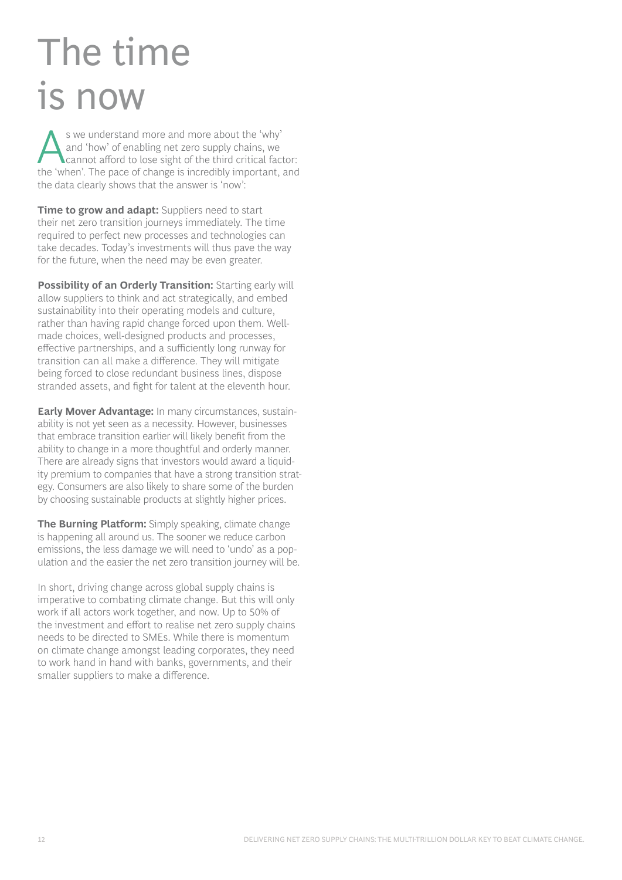# The time is now

As we understand more and more about the 'why' and 'how' of enabling net zero supply chains, we cannot afford to lose sight of the third critical factor: the 'when'. The pace of change is incredibly important, and the data clearly shows that the answer is 'now':

**Time to grow and adapt:** Suppliers need to start their net zero transition journeys immediately. The time required to perfect new processes and technologies can take decades. Today's investments will thus pave the way for the future, when the need may be even greater.

**Possibility of an Orderly Transition:** Starting early will allow suppliers to think and act strategically, and embed sustainability into their operating models and culture, rather than having rapid change forced upon them. Well-made choices, well-designed products and processes, effective partnerships, and a sufficiently long runway for transition can all make a difference. They will mitigate being forced to close redundant business lines, dispose stranded assets, and fight for talent at the eleventh hour.

**Early Mover Advantage:** In many circumstances, sustainability is not yet seen as a necessity. However, businesses that embrace transition earlier will likely benefit from the ability to change in a more thoughtful and orderly manner. There are already signs that investors would award a liquidity premium to companies that have a strong transition strategy. Consumers are also likely to share some of the burden by choosing sustainable products at slightly higher prices.

**The Burning Platform:** Simply speaking, climate change is happening all around us. The sooner we reduce carbon emissions, the less damage we will need to 'undo' as a population and the easier the net zero transition journey will be.

In short, driving change across global supply chains is imperative to combating climate change. But this will only work if all actors work together, and now. Up to 50% of the investment and effort to realise net zero supply chains needs to be directed to SMEs. While there is momentum on climate change amongst leading corporates, they need to work hand in hand with banks, governments, and their smaller suppliers to make a difference.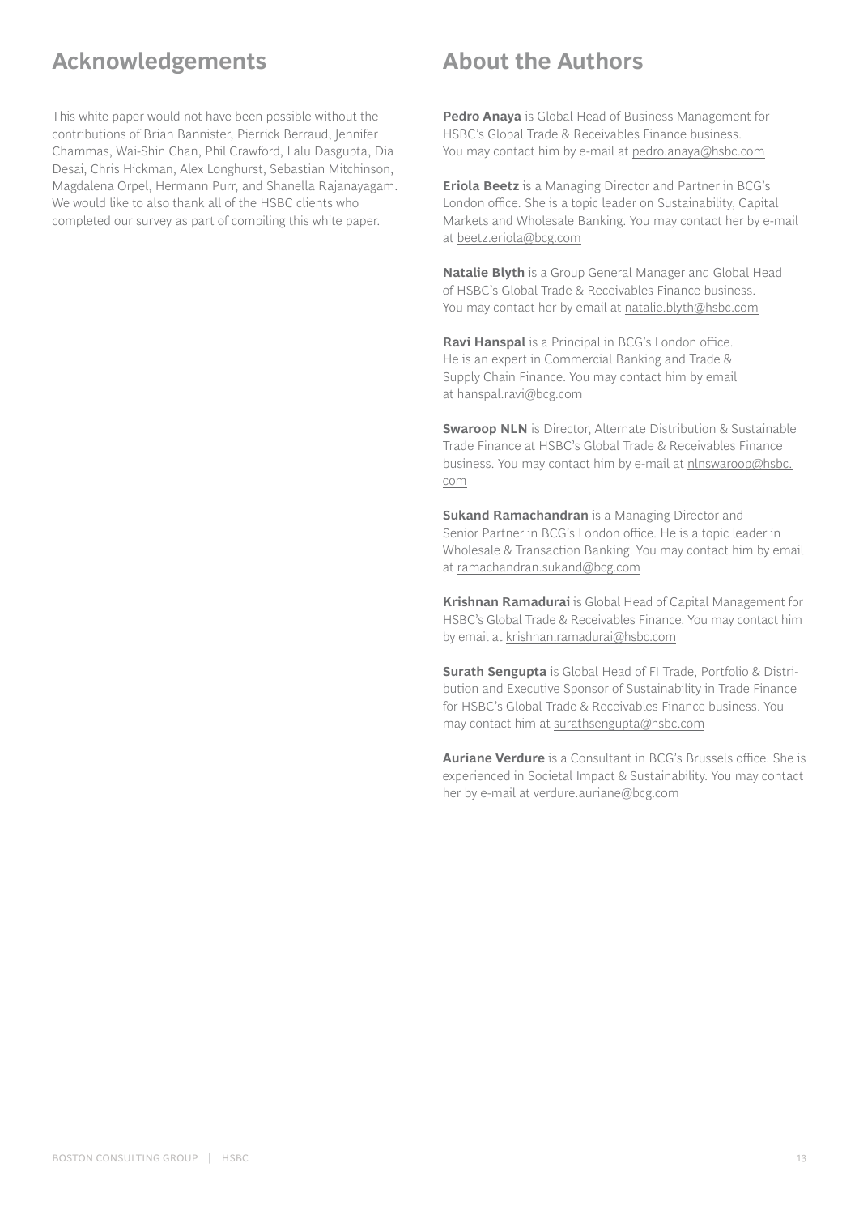## Acknowledgements

This white paper would not have been possible without the contributions of Brian Bannister, Pierrick Berraud, Jennifer Chammas, Wai-Shin Chan, Phil Crawford, Lalu Dasgupta, Dia Desai, Chris Hickman, Alex Longhurst, Sebastian Mitchinson, Magdalena Orpel, Hermann Purr, and Shanella Rajanayagam. We would like to also thank all of the HSBC clients who completed our survey as part of compiling this white paper.

## About the Authors

**Pedro Anaya** is Global Head of Business Management for HSBC's Global Trade & Receivables Finance business. You may contact him by e-mail at pedro.anaya@hsbc.com

**Eriola Beetz** is a Managing Director and Partner in BCG's London office. She is a topic leader on Sustainability, Capital Markets and Wholesale Banking. You may contact her by e-mail at beetz.eriola@bcg.com

**Natalie Blyth** is a Group General Manager and Global Head of HSBC's Global Trade & Receivables Finance business. You may contact her by email at natalie.blyth@hsbc.com

**Ravi Hanspal** is a Principal in BCG's London office. He is an expert in Commercial Banking and Trade & Supply Chain Finance. You may contact him by email at hanspal.ravi@bcg.com

**Swaroop NLN** is Director, Alternate Distribution & Sustainable Trade Finance at HSBC's Global Trade & Receivables Finance business. You may contact him by e-mail at nlnswaroop@hsbc.com

**Sukand Ramachandran** is a Managing Director and Senior Partner in BCG's London office. He is a topic leader in Wholesale & Transaction Banking. You may contact him by email at ramachandran.sukand@bcg.com

**Krishnan Ramadurai** is Global Head of Capital Management for HSBC's Global Trade & Receivables Finance. You may contact him by email at krishnan.ramadurai@hsbc.com

**Surath Sengupta** is Global Head of FI Trade, Portfolio & Distribution and Executive Sponsor of Sustainability in Trade Finance for HSBC's Global Trade & Receivables Finance business. You may contact him at surathsengupta@hsbc.com

**Auriane Verdure** is a Consultant in BCG's Brussels office. She is experienced in Societal Impact & Sustainability. You may contact her by e-mail at verdure.auriane@bcg.com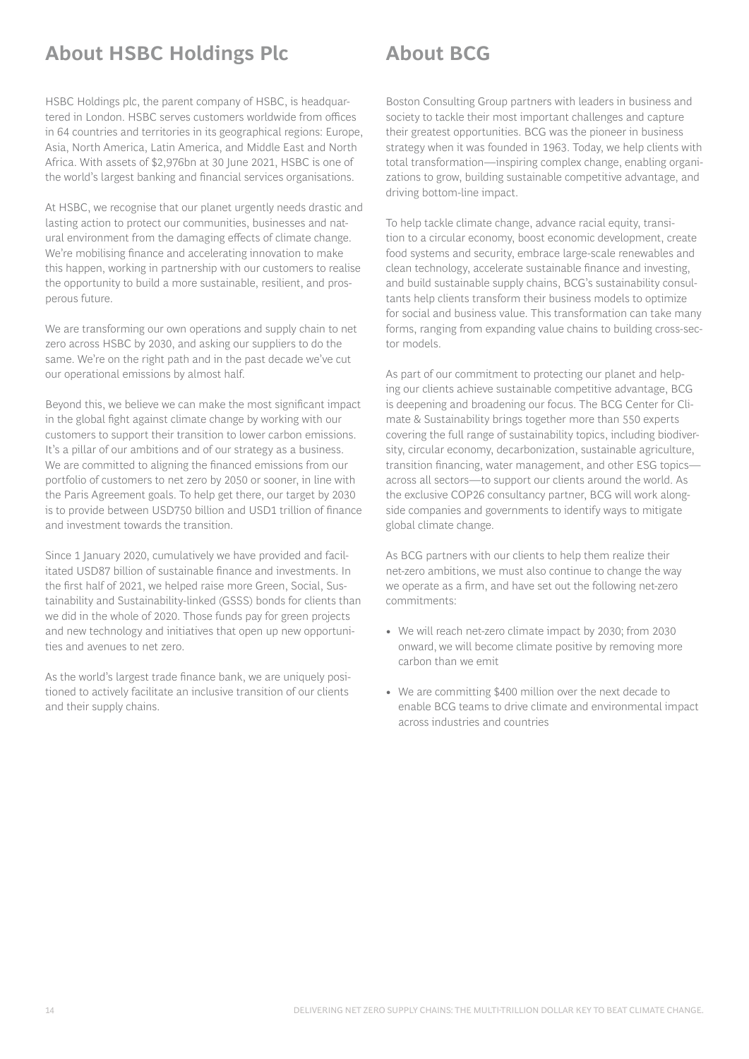## About HSBC Holdings Plc

HSBC Holdings plc, the parent company of HSBC, is headquartered in London. HSBC serves customers worldwide from offices in 64 countries and territories in its geographical regions: Europe, Asia, North America, Latin America, and Middle East and North Africa. With assets of $2,976bn at 30 June 2021, HSBC is one of the world's largest banking and financial services organisations.

At HSBC, we recognise that our planet urgently needs drastic and lasting action to protect our communities, businesses and natural environment from the damaging effects of climate change. We're mobilising finance and accelerating innovation to make this happen, working in partnership with our customers to realise the opportunity to build a more sustainable, resilient, and prosperous future.

We are transforming our own operations and supply chain to net zero across HSBC by 2030, and asking our suppliers to do the same. We're on the right path and in the past decade we've cut our operational emissions by almost half.

Beyond this, we believe we can make the most significant impact in the global fight against climate change by working with our customers to support their transition to lower carbon emissions. It's a pillar of our ambitions and of our strategy as a business. We are committed to aligning the financed emissions from our portfolio of customers to net zero by 2050 or sooner, in line with the Paris Agreement goals. To help get there, our target by 2030 is to provide between USD750 billion and USD1 trillion of finance and investment towards the transition.

Since 1 January 2020, cumulatively we have provided and facilitated USD87 billion of sustainable finance and investments. In the first half of 2021, we helped raise more Green, Social, Sustainability and Sustainability-linked (GSSS) bonds for clients than we did in the whole of 2020. Those funds pay for green projects and new technology and initiatives that open up new opportunities and avenues to net zero.

As the world's largest trade finance bank, we are uniquely positioned to actively facilitate an inclusive transition of our clients and their supply chains.

## About BCG

Boston Consulting Group partners with leaders in business and society to tackle their most important challenges and capture their greatest opportunities. BCG was the pioneer in business strategy when it was founded in 1963. Today, we help clients with total transformation—inspiring complex change, enabling organizations to grow, building sustainable competitive advantage, and driving bottom-line impact.

To help tackle climate change, advance racial equity, transition to a circular economy, boost economic development, create food systems and security, embrace large-scale renewables and clean technology, accelerate sustainable finance and investing, and build sustainable supply chains, BCG's sustainability consultants help clients transform their business models to optimize for social and business value. This transformation can take many forms, ranging from expanding value chains to building cross-sector models.

As part of our commitment to protecting our planet and helping our clients achieve sustainable competitive advantage, BCG is deepening and broadening our focus. The BCG Center for Climate & Sustainability brings together more than 550 experts covering the full range of sustainability topics, including biodiversity, circular economy, decarbonization, sustainable agriculture, transition financing, water management, and other ESG topics—across all sectors—to support our clients around the world. As the exclusive COP26 consultancy partner, BCG will work alongside companies and governments to identify ways to mitigate global climate change.

As BCG partners with our clients to help them realize their net-zero ambitions, we must also continue to change the way we operate as a firm, and have set out the following net-zero commitments:

- We will reach net-zero climate impact by 2030; from 2030 onward, we will become climate positive by removing more carbon than we emit
- We are committing $400 million over the next decade to enable BCG teams to drive climate and environmental impact across industries and countries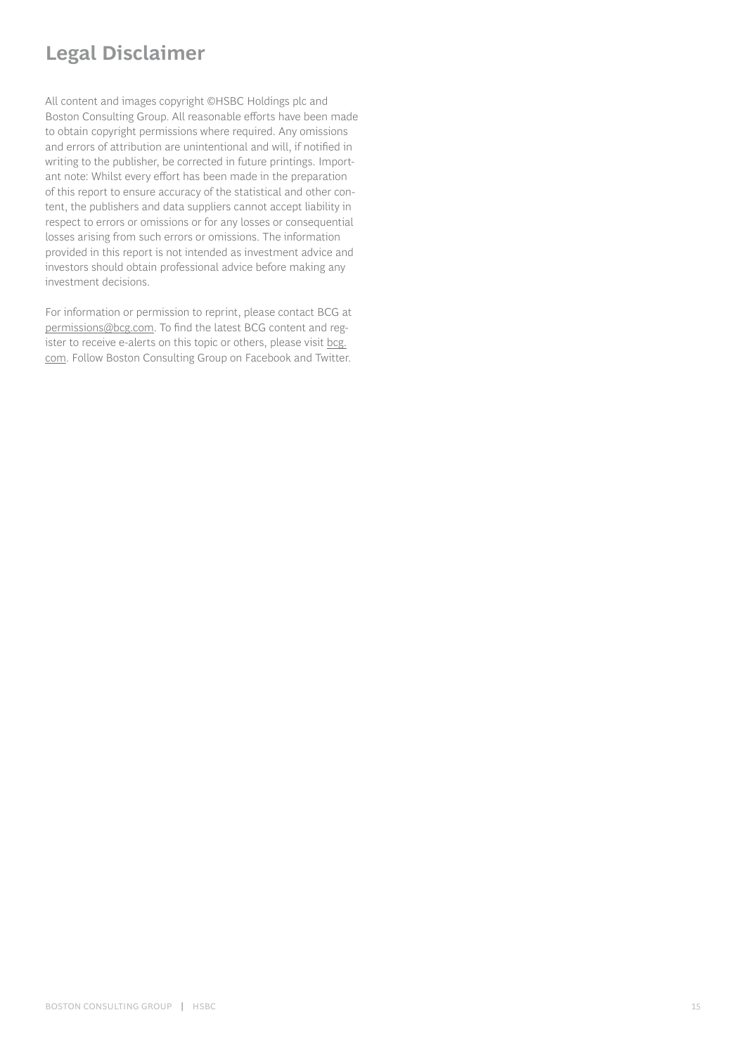## Legal Disclaimer

All content and images copyright ©HSBC Holdings plc and Boston Consulting Group. All reasonable efforts have been made to obtain copyright permissions where required. Any omissions and errors of attribution are unintentional and will, if notified in writing to the publisher, be corrected in future printings. Important note: Whilst every effort has been made in the preparation of this report to ensure accuracy of the statistical and other content, the publishers and data suppliers cannot accept liability in respect to errors or omissions or for any losses or consequential losses arising from such errors or omissions. The information provided in this report is not intended as investment advice and investors should obtain professional advice before making any investment decisions.

For information or permission to reprint, please contact BCG at permissions@bcg.com. To find the latest BCG content and register to receive e-alerts on this topic or others, please visit bcg.com. Follow Boston Consulting Group on Facebook and Twitter.